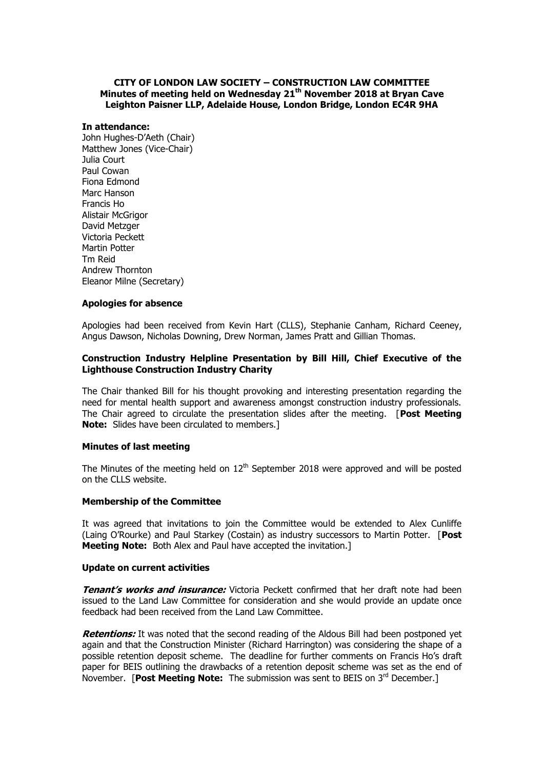**CITY OF LONDON LAW SOCIETY – CONSTRUCTION LAW COMMITTEE**
**Minutes of meeting held on Wednesday 21th November 2018 at Bryan Cave Leighton Paisner LLP, Adelaide House, London Bridge, London EC4R 9HA**

**In attendance:**
John Hughes-D'Aeth (Chair)
Matthew Jones (Vice-Chair)
Julia Court
Paul Cowan
Fiona Edmond
Marc Hanson
Francis Ho
Alistair McGrigor
David Metzger
Victoria Peckett
Martin Potter
Tm Reid
Andrew Thornton
Eleanor Milne (Secretary)

**Apologies for absence**

Apologies had been received from Kevin Hart (CLLS), Stephanie Canham, Richard Ceeney, Angus Dawson, Nicholas Downing, Drew Norman, James Pratt and Gillian Thomas.

**Construction Industry Helpline Presentation by Bill Hill, Chief Executive of the Lighthouse Construction Industry Charity**

The Chair thanked Bill for his thought provoking and interesting presentation regarding the need for mental health support and awareness amongst construction industry professionals. The Chair agreed to circulate the presentation slides after the meeting. [**Post Meeting Note:** Slides have been circulated to members.]

**Minutes of last meeting**

The Minutes of the meeting held on 12th September 2018 were approved and will be posted on the CLLS website.

**Membership of the Committee**

It was agreed that invitations to join the Committee would be extended to Alex Cunliffe (Laing O'Rourke) and Paul Starkey (Costain) as industry successors to Martin Potter. [**Post Meeting Note:** Both Alex and Paul have accepted the invitation.]

**Update on current activities**

***Tenant's works and insurance:*** Victoria Peckett confirmed that her draft note had been issued to the Land Law Committee for consideration and she would provide an update once feedback had been received from the Land Law Committee.

***Retentions:*** It was noted that the second reading of the Aldous Bill had been postponed yet again and that the Construction Minister (Richard Harrington) was considering the shape of a possible retention deposit scheme. The deadline for further comments on Francis Ho's draft paper for BEIS outlining the drawbacks of a retention deposit scheme was set as the end of November. [**Post Meeting Note:** The submission was sent to BEIS on 3rd December.]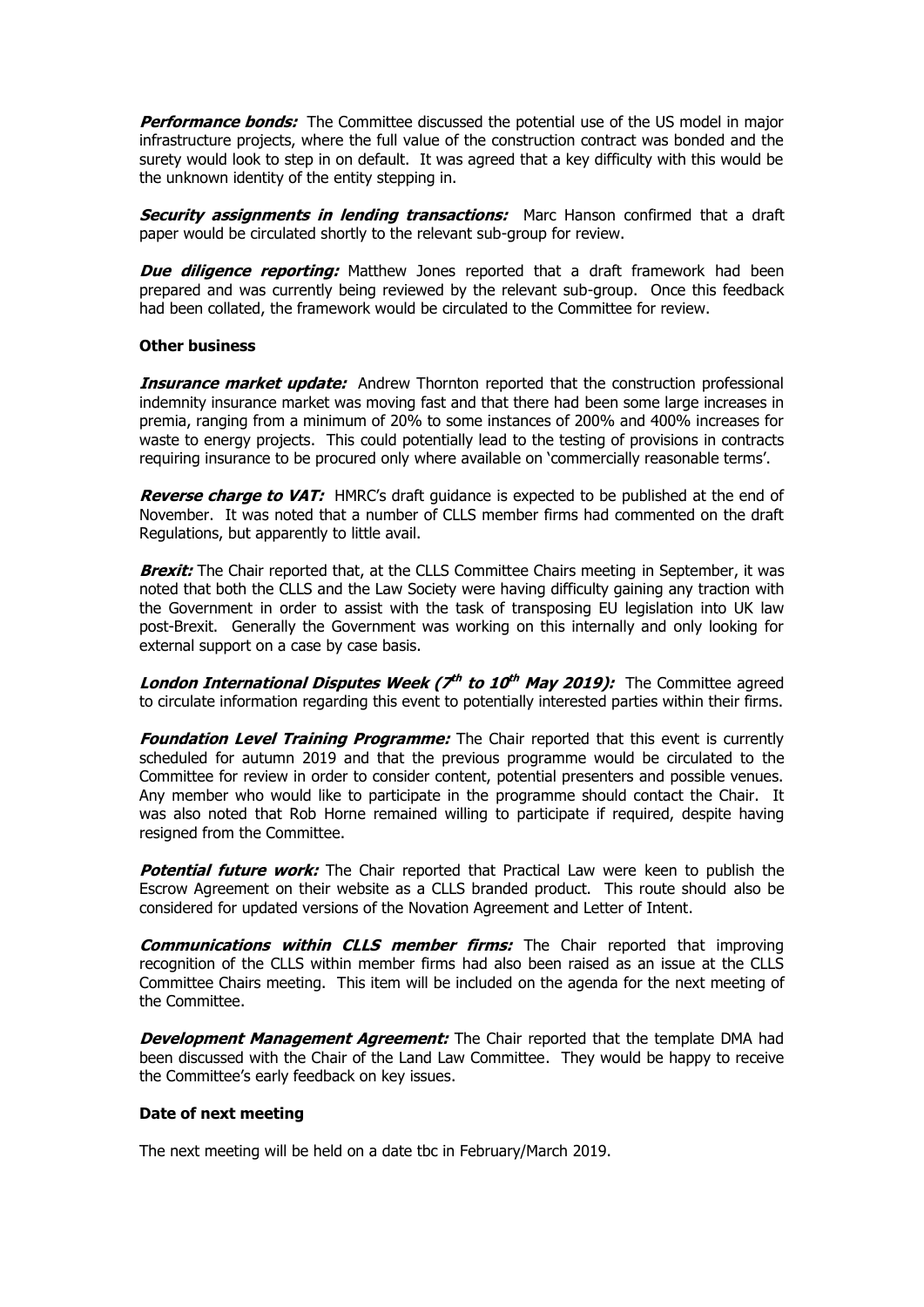***Performance bonds:*** The Committee discussed the potential use of the US model in major infrastructure projects, where the full value of the construction contract was bonded and the surety would look to step in on default. It was agreed that a key difficulty with this would be the unknown identity of the entity stepping in.

***Security assignments in lending transactions:*** Marc Hanson confirmed that a draft paper would be circulated shortly to the relevant sub-group for review.

***Due diligence reporting:*** Matthew Jones reported that a draft framework had been prepared and was currently being reviewed by the relevant sub-group. Once this feedback had been collated, the framework would be circulated to the Committee for review.

**Other business**

***Insurance market update:*** Andrew Thornton reported that the construction professional indemnity insurance market was moving fast and that there had been some large increases in premia, ranging from a minimum of 20% to some instances of 200% and 400% increases for waste to energy projects. This could potentially lead to the testing of provisions in contracts requiring insurance to be procured only where available on 'commercially reasonable terms'.

***Reverse charge to VAT:*** HMRC's draft guidance is expected to be published at the end of November. It was noted that a number of CLLS member firms had commented on the draft Regulations, but apparently to little avail.

***Brexit:*** The Chair reported that, at the CLLS Committee Chairs meeting in September, it was noted that both the CLLS and the Law Society were having difficulty gaining any traction with the Government in order to assist with the task of transposing EU legislation into UK law post-Brexit. Generally the Government was working on this internally and only looking for external support on a case by case basis.

***London International Disputes Week (7th to 10th May 2019):*** The Committee agreed to circulate information regarding this event to potentially interested parties within their firms.

***Foundation Level Training Programme:*** The Chair reported that this event is currently scheduled for autumn 2019 and that the previous programme would be circulated to the Committee for review in order to consider content, potential presenters and possible venues. Any member who would like to participate in the programme should contact the Chair. It was also noted that Rob Horne remained willing to participate if required, despite having resigned from the Committee.

***Potential future work:*** The Chair reported that Practical Law were keen to publish the Escrow Agreement on their website as a CLLS branded product. This route should also be considered for updated versions of the Novation Agreement and Letter of Intent.

***Communications within CLLS member firms:*** The Chair reported that improving recognition of the CLLS within member firms had also been raised as an issue at the CLLS Committee Chairs meeting. This item will be included on the agenda for the next meeting of the Committee.

***Development Management Agreement:*** The Chair reported that the template DMA had been discussed with the Chair of the Land Law Committee. They would be happy to receive the Committee's early feedback on key issues.

**Date of next meeting**

The next meeting will be held on a date tbc in February/March 2019.